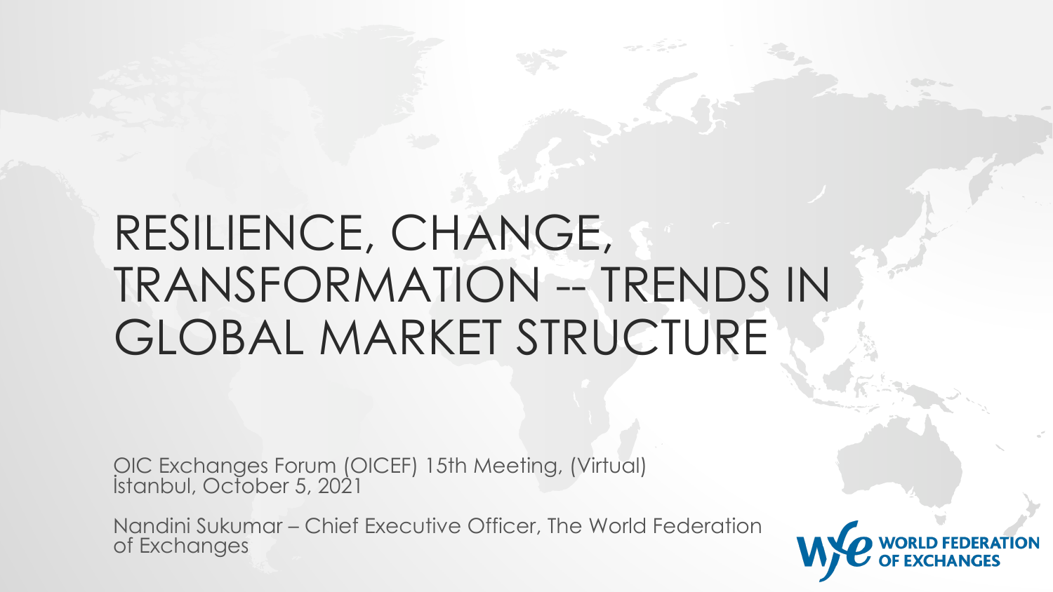# RESILIENCE, CHANGE, TRANSFORMATION -- TRENDS IN GLOBAL MARKET STRUCTURE

OIC Exchanges Forum (OICEF) 15th Meeting, (Virtual)
İstanbul, October 5, 2021

Nandini Sukumar – Chief Executive Officer, The World Federation of Exchanges

WORLD FEDERATION OF EXCHANGES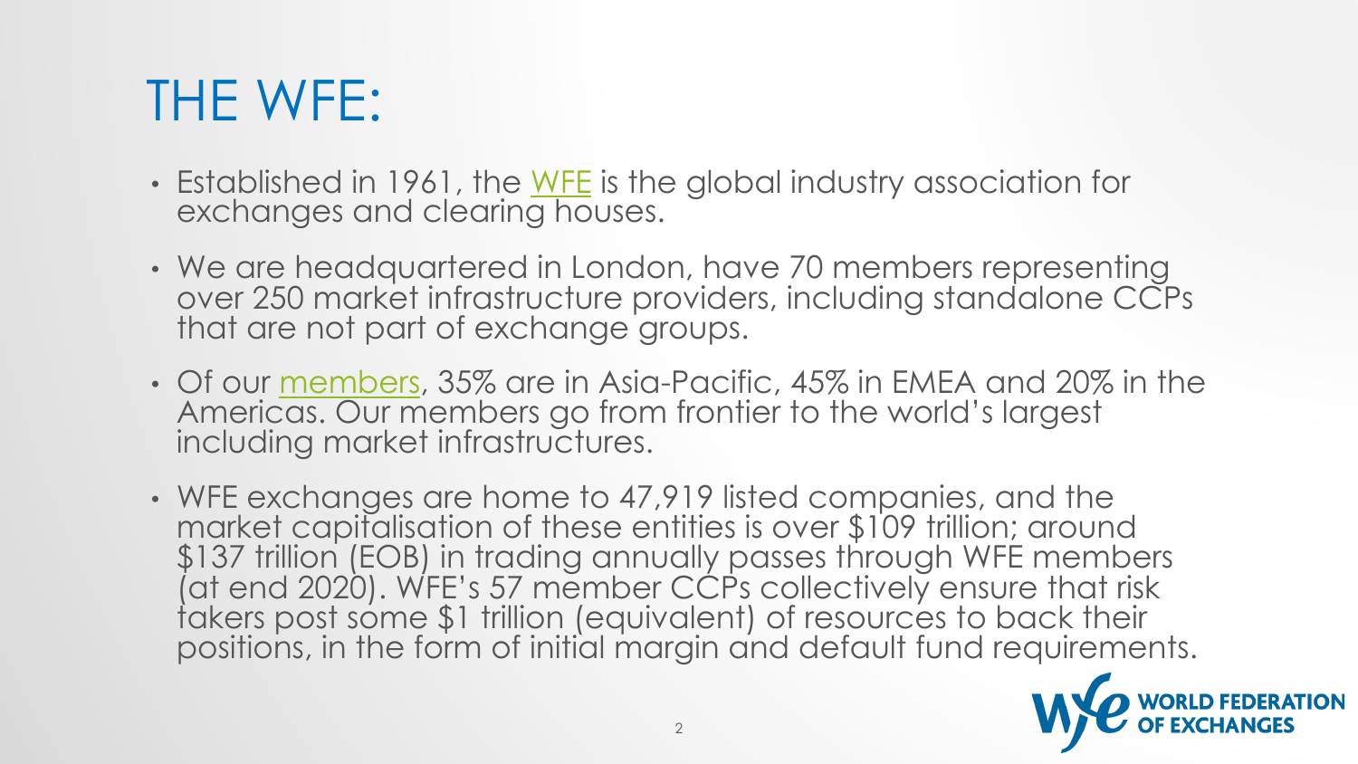# THE WFE:

- Established in 1961, the WFE is the global industry association for exchanges and clearing houses.
- We are headquartered in London, have 70 members representing over 250 market infrastructure providers, including standalone CCPs that are not part of exchange groups.
- Of our members, 35% are in Asia-Pacific, 45% in EMEA and 20% in the Americas. Our members go from frontier to the world's largest including market infrastructures.
- WFE exchanges are home to 47,919 listed companies, and the market capitalisation of these entities is over $109 trillion; around $137 trillion (EOB) in trading annually passes through WFE members (at end 2020). WFE's 57 member CCPs collectively ensure that risk takers post some $1 trillion (equivalent) of resources to back their positions, in the form of initial margin and default fund requirements.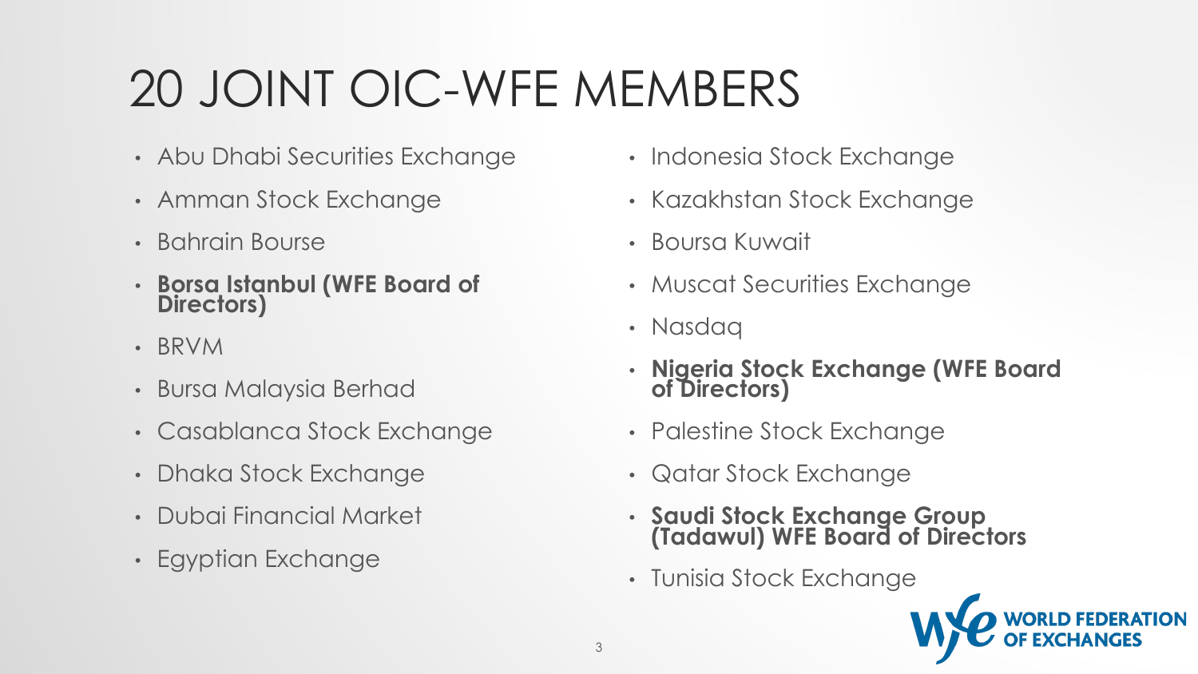# 20 JOINT OIC-WFE MEMBERS

- Abu Dhabi Securities Exchange
- Amman Stock Exchange
- Bahrain Bourse
- **Borsa Istanbul (WFE Board of Directors)**
- BRVM
- Bursa Malaysia Berhad
- Casablanca Stock Exchange
- Dhaka Stock Exchange
- Dubai Financial Market
- Egyptian Exchange
- Indonesia Stock Exchange
- Kazakhstan Stock Exchange
- Boursa Kuwait
- Muscat Securities Exchange
- Nasdaq
- **Nigeria Stock Exchange (WFE Board of Directors)**
- Palestine Stock Exchange
- Qatar Stock Exchange
- **Saudi Stock Exchange Group (Tadawul) WFE Board of Directors**
- Tunisia Stock Exchange

WORLD FEDERATION OF EXCHANGES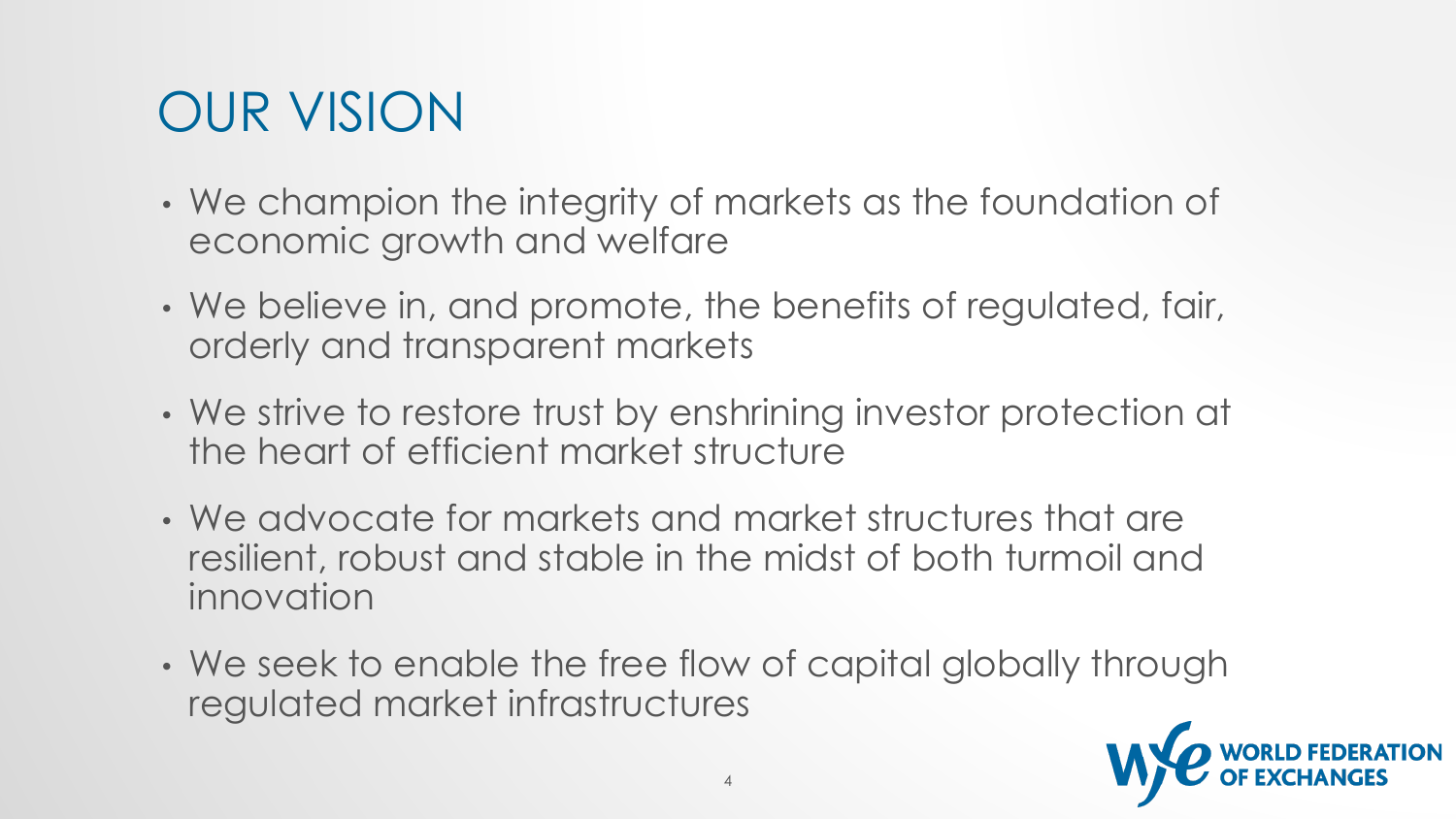# OUR VISION

- We champion the integrity of markets as the foundation of economic growth and welfare
- We believe in, and promote, the benefits of regulated, fair, orderly and transparent markets
- We strive to restore trust by enshrining investor protection at the heart of efficient market structure
- We advocate for markets and market structures that are resilient, robust and stable in the midst of both turmoil and innovation
- We seek to enable the free flow of capital globally through regulated market infrastructures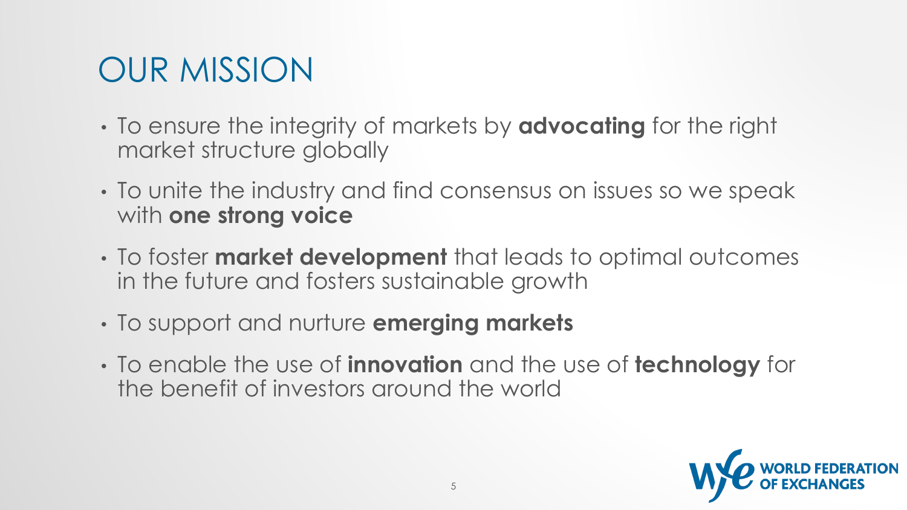# OUR MISSION

- To ensure the integrity of markets by **advocating** for the right market structure globally
- To unite the industry and find consensus on issues so we speak with **one strong voice**
- To foster **market development** that leads to optimal outcomes in the future and fosters sustainable growth
- To support and nurture **emerging markets**
- To enable the use of **innovation** and the use of **technology** for the benefit of investors around the world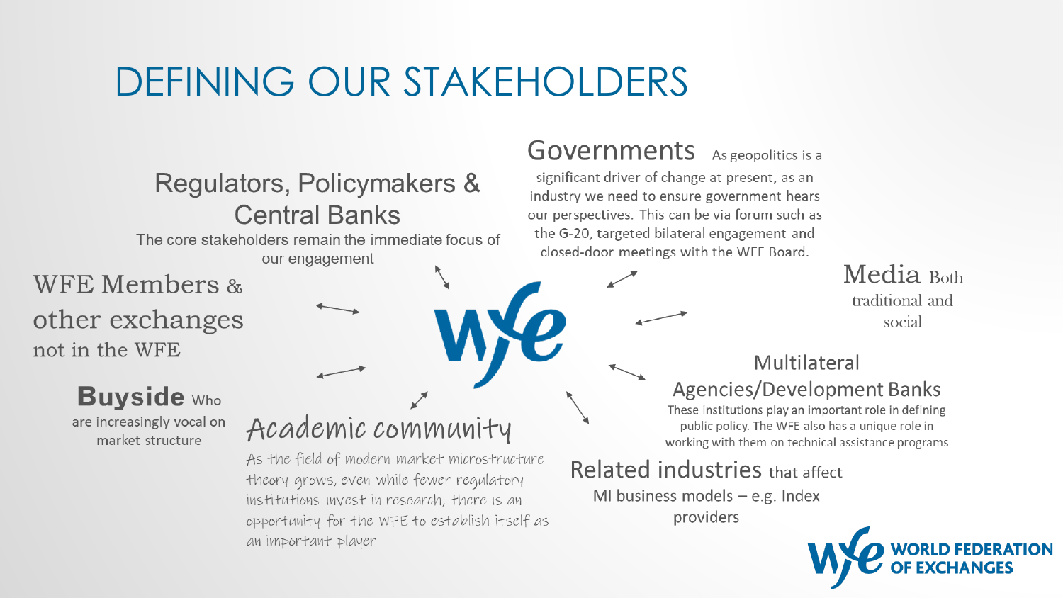# DEFINING OUR STAKEHOLDERS

## Regulators, Policymakers & Central Banks

The core stakeholders remain the immediate focus of our engagement

## Governments

As geopolitics is a significant driver of change at present, as an industry we need to ensure government hears our perspectives. This can be via forum such as the G-20, targeted bilateral engagement and closed-door meetings with the WFE Board.

## WFE Members & other exchanges

not in the WFE

## Media

Both traditional and social

## Buyside

Who are increasingly vocal on market structure

## Multilateral Agencies/Development Banks

These institutions play an important role in defining public policy. The WFE also has a unique role in working with them on technical assistance programs

## Academic community

As the field of modern market microstructure theory grows, even while fewer regulatory institutions invest in research, there is an opportunity for the WFE to establish itself as an important player

## Related industries

that affect MI business models – e.g. Index providers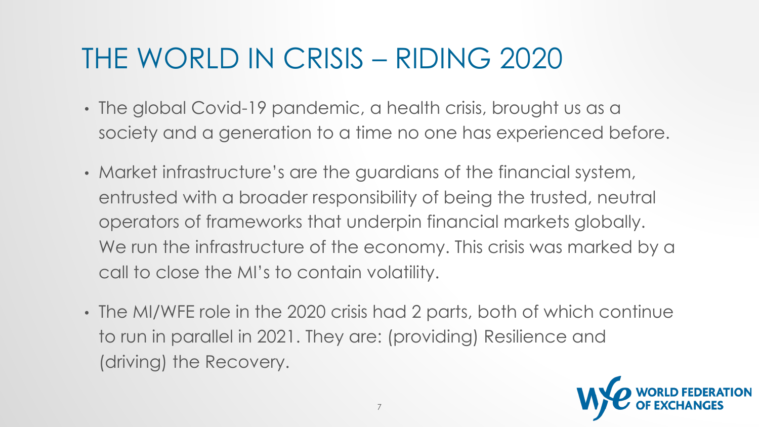# THE WORLD IN CRISIS – RIDING 2020

- The global Covid-19 pandemic, a health crisis, brought us as a society and a generation to a time no one has experienced before.
- Market infrastructure's are the guardians of the financial system, entrusted with a broader responsibility of being the trusted, neutral operators of frameworks that underpin financial markets globally. We run the infrastructure of the economy. This crisis was marked by a call to close the MI's to contain volatility.
- The MI/WFE role in the 2020 crisis had 2 parts, both of which continue to run in parallel in 2021. They are: (providing) Resilience and (driving) the Recovery.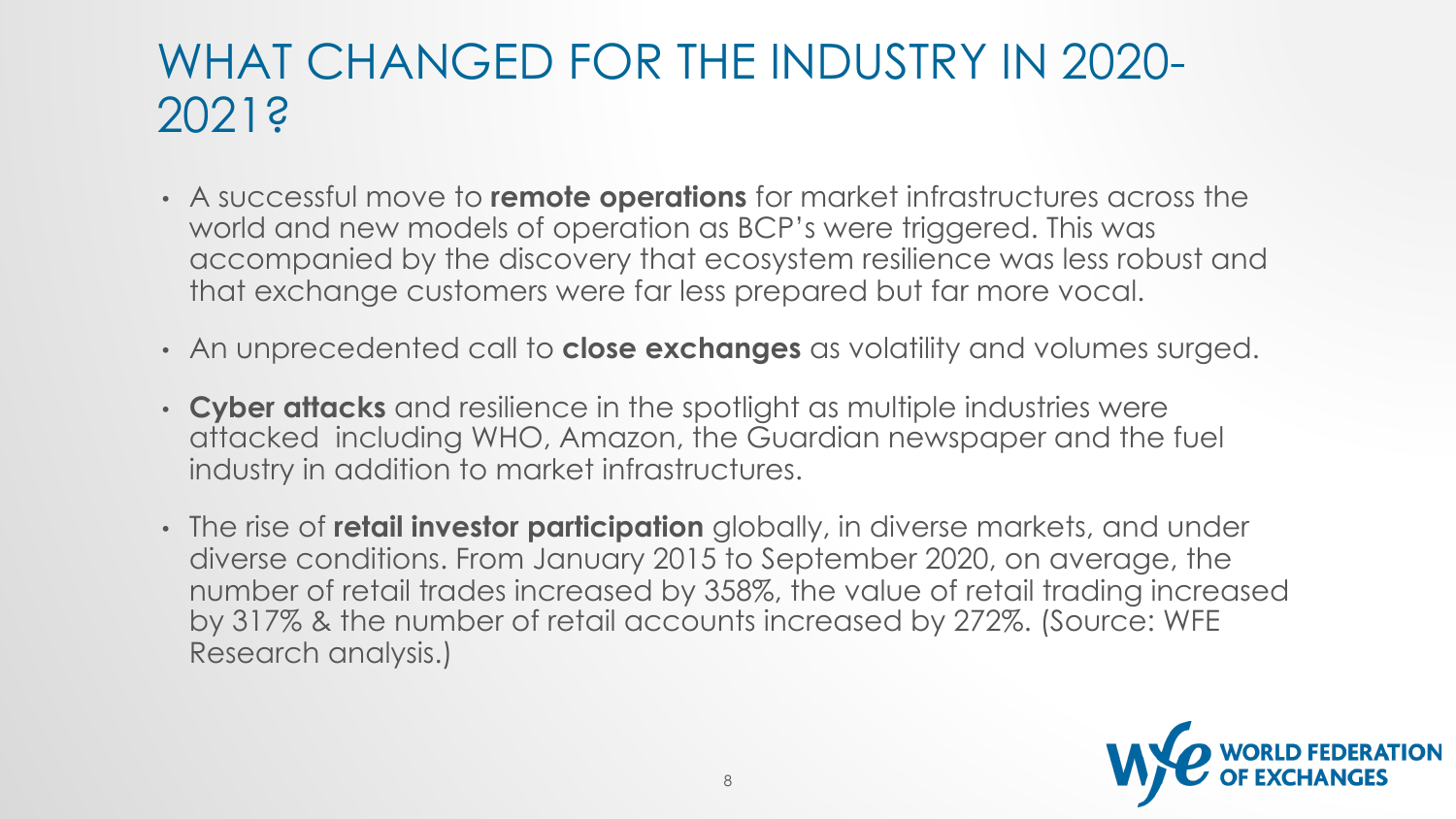# WHAT CHANGED FOR THE INDUSTRY IN 2020-2021?

- A successful move to **remote operations** for market infrastructures across the world and new models of operation as BCP's were triggered. This was accompanied by the discovery that ecosystem resilience was less robust and that exchange customers were far less prepared but far more vocal.
- An unprecedented call to **close exchanges** as volatility and volumes surged.
- **Cyber attacks** and resilience in the spotlight as multiple industries were attacked including WHO, Amazon, the Guardian newspaper and the fuel industry in addition to market infrastructures.
- The rise of **retail investor participation** globally, in diverse markets, and under diverse conditions. From January 2015 to September 2020, on average, the number of retail trades increased by 358%, the value of retail trading increased by 317% & the number of retail accounts increased by 272%. (Source: WFE Research analysis.)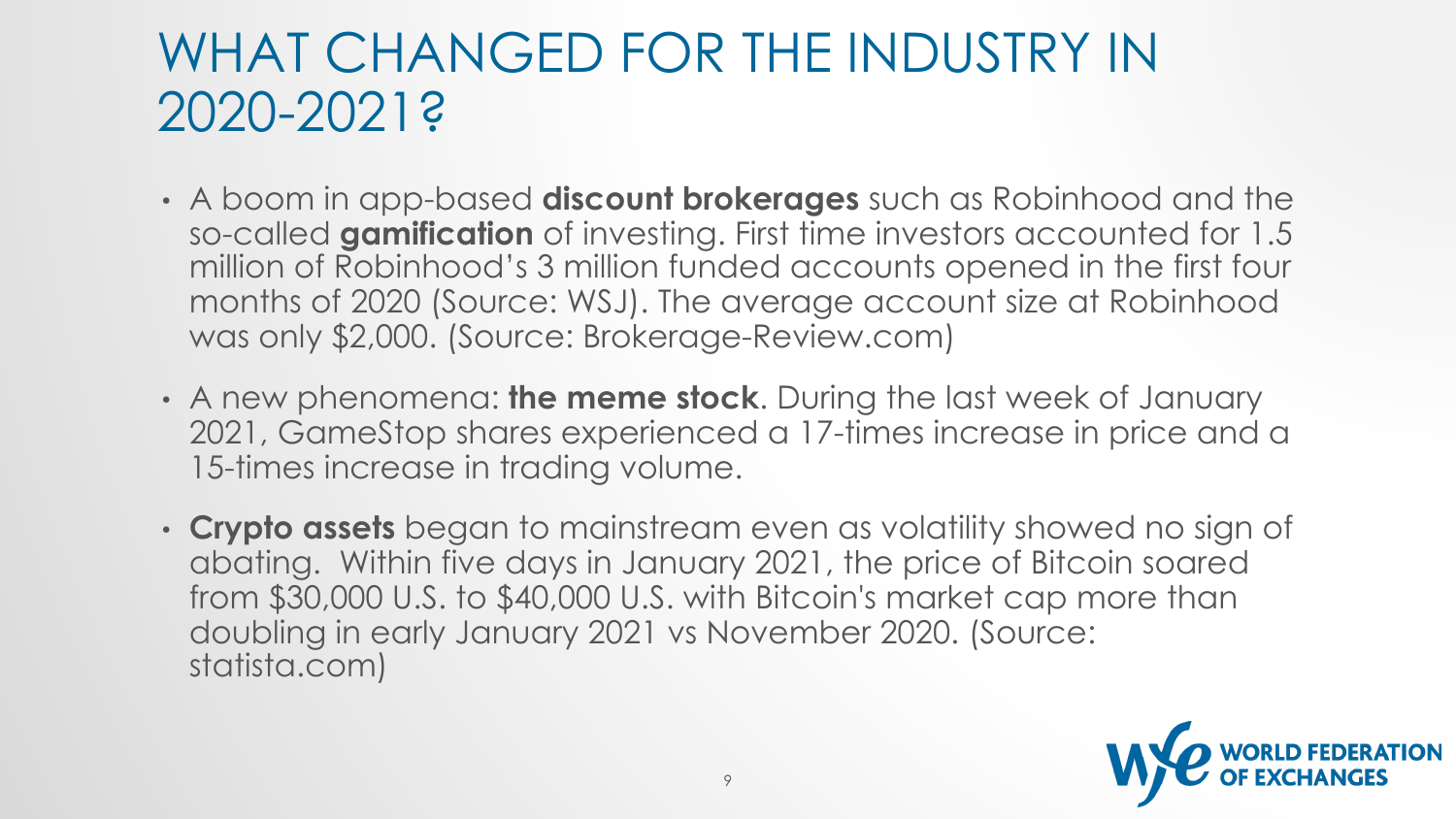# WHAT CHANGED FOR THE INDUSTRY IN 2020-2021?

- A boom in app-based **discount brokerages** such as Robinhood and the so-called **gamification** of investing. First time investors accounted for 1.5 million of Robinhood's 3 million funded accounts opened in the first four months of 2020 (Source: WSJ). The average account size at Robinhood was only $2,000. (Source: Brokerage-Review.com)
- A new phenomena: **the meme stock**. During the last week of January 2021, GameStop shares experienced a 17-times increase in price and a 15-times increase in trading volume.
- **Crypto assets** began to mainstream even as volatility showed no sign of abating. Within five days in January 2021, the price of Bitcoin soared from $30,000 U.S. to $40,000 U.S. with Bitcoin's market cap more than doubling in early January 2021 vs November 2020. (Source: statista.com)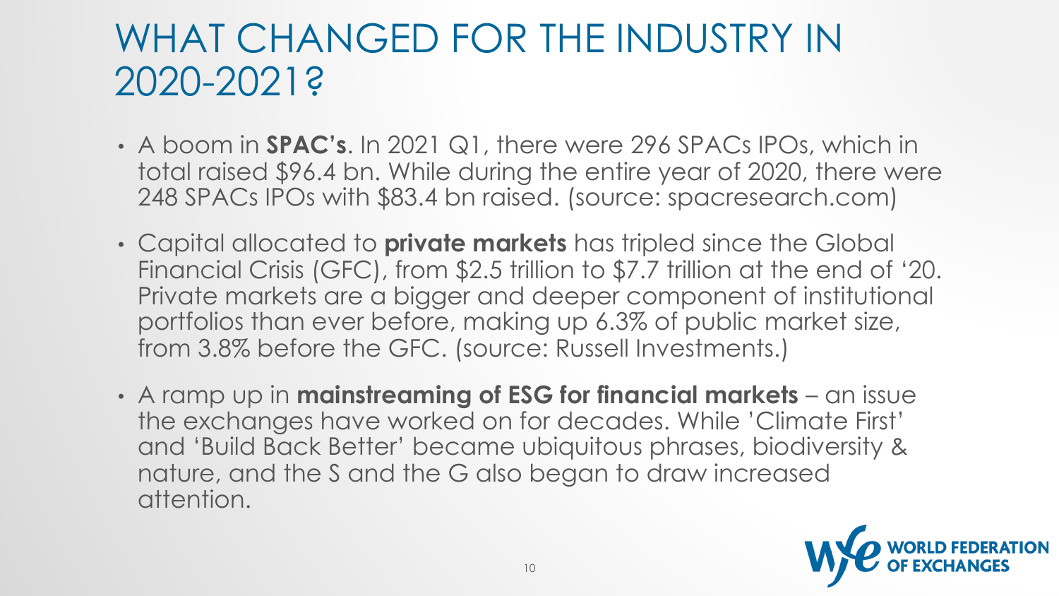# WHAT CHANGED FOR THE INDUSTRY IN 2020-2021?

- A boom in **SPAC's**. In 2021 Q1, there were 296 SPACs IPOs, which in total raised $96.4 bn. While during the entire year of 2020, there were 248 SPACs IPOs with $83.4 bn raised. (source: spacresearch.com)
- Capital allocated to **private markets** has tripled since the Global Financial Crisis (GFC), from $2.5 trillion to $7.7 trillion at the end of '20. Private markets are a bigger and deeper component of institutional portfolios than ever before, making up 6.3% of public market size, from 3.8% before the GFC. (source: Russell Investments.)
- A ramp up in **mainstreaming of ESG for financial markets** – an issue the exchanges have worked on for decades. While 'Climate First' and 'Build Back Better' became ubiquitous phrases, biodiversity & nature, and the S and the G also began to draw increased attention.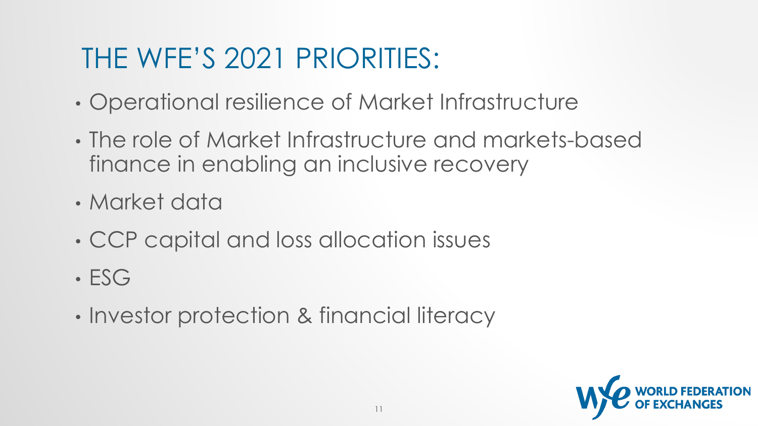# THE WFE'S 2021 PRIORITIES:

- Operational resilience of Market Infrastructure
- The role of Market Infrastructure and markets-based finance in enabling an inclusive recovery
- Market data
- CCP capital and loss allocation issues
- ESG
- Investor protection & financial literacy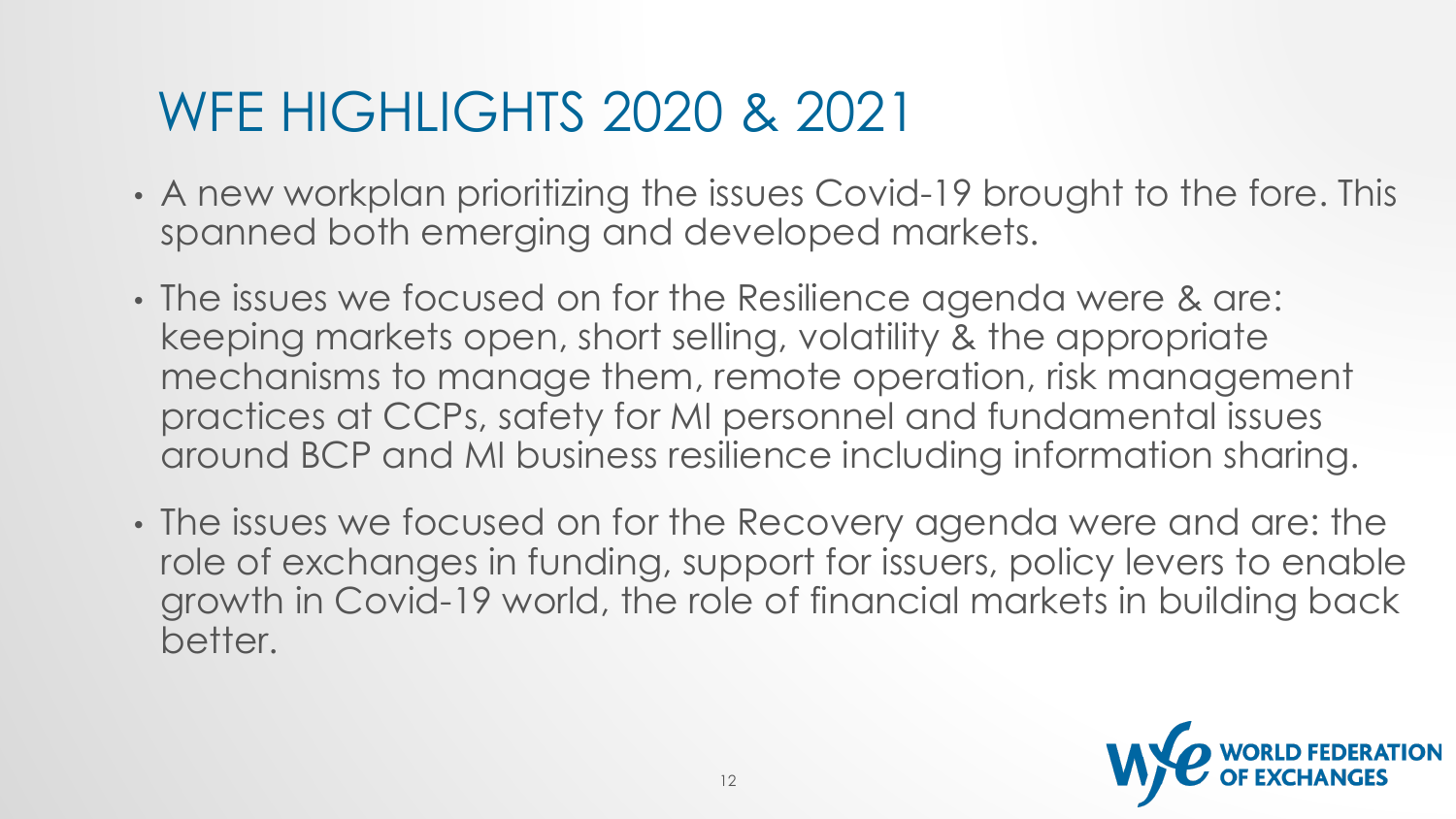# WFE HIGHLIGHTS 2020 & 2021

- A new workplan prioritizing the issues Covid-19 brought to the fore. This spanned both emerging and developed markets.
- The issues we focused on for the Resilience agenda were & are: keeping markets open, short selling, volatility & the appropriate mechanisms to manage them, remote operation, risk management practices at CCPs, safety for MI personnel and fundamental issues around BCP and MI business resilience including information sharing.
- The issues we focused on for the Recovery agenda were and are: the role of exchanges in funding, support for issuers, policy levers to enable growth in Covid-19 world, the role of financial markets in building back better.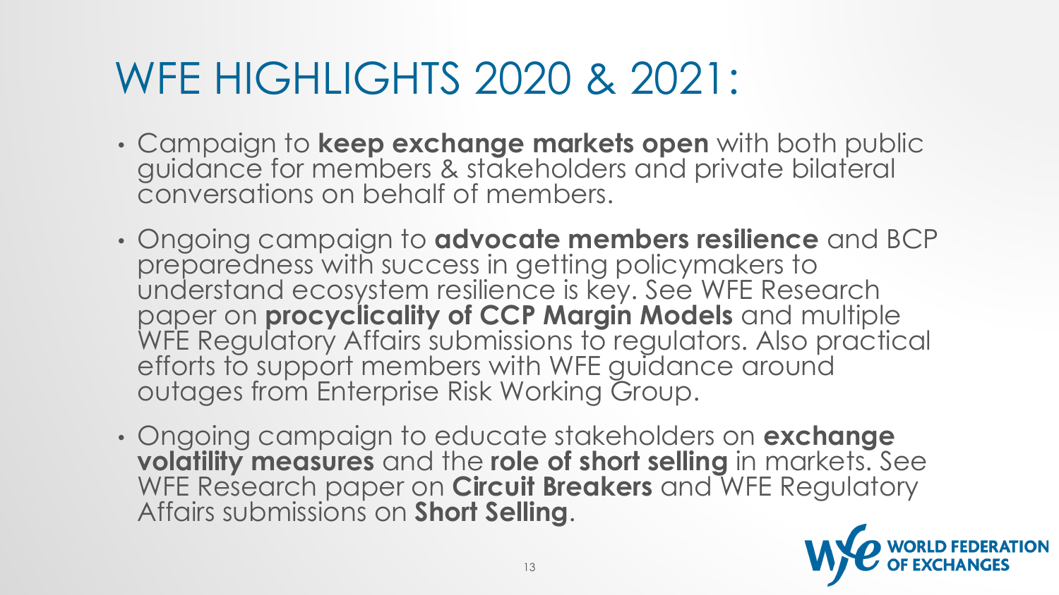# WFE HIGHLIGHTS 2020 & 2021:

- Campaign to **keep exchange markets open** with both public guidance for members & stakeholders and private bilateral conversations on behalf of members.
- Ongoing campaign to **advocate members resilience** and BCP preparedness with success in getting policymakers to understand ecosystem resilience is key. See WFE Research paper on **procyclicality of CCP Margin Models** and multiple WFE Regulatory Affairs submissions to regulators. Also practical efforts to support members with WFE guidance around outages from Enterprise Risk Working Group.
- Ongoing campaign to educate stakeholders on **exchange volatility measures** and the **role of short selling** in markets. See WFE Research paper on **Circuit Breakers** and WFE Regulatory Affairs submissions on **Short Selling**.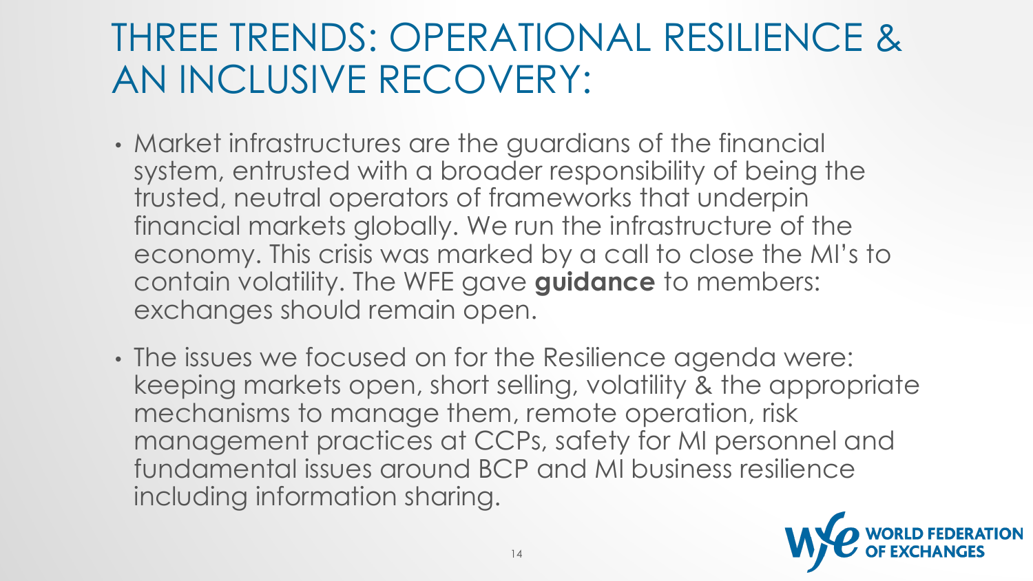# THREE TRENDS: OPERATIONAL RESILIENCE & AN INCLUSIVE RECOVERY:

- Market infrastructures are the guardians of the financial system, entrusted with a broader responsibility of being the trusted, neutral operators of frameworks that underpin financial markets globally. We run the infrastructure of the economy. This crisis was marked by a call to close the MI's to contain volatility. The WFE gave **guidance** to members: exchanges should remain open.
- The issues we focused on for the Resilience agenda were: keeping markets open, short selling, volatility & the appropriate mechanisms to manage them, remote operation, risk management practices at CCPs, safety for MI personnel and fundamental issues around BCP and MI business resilience including information sharing.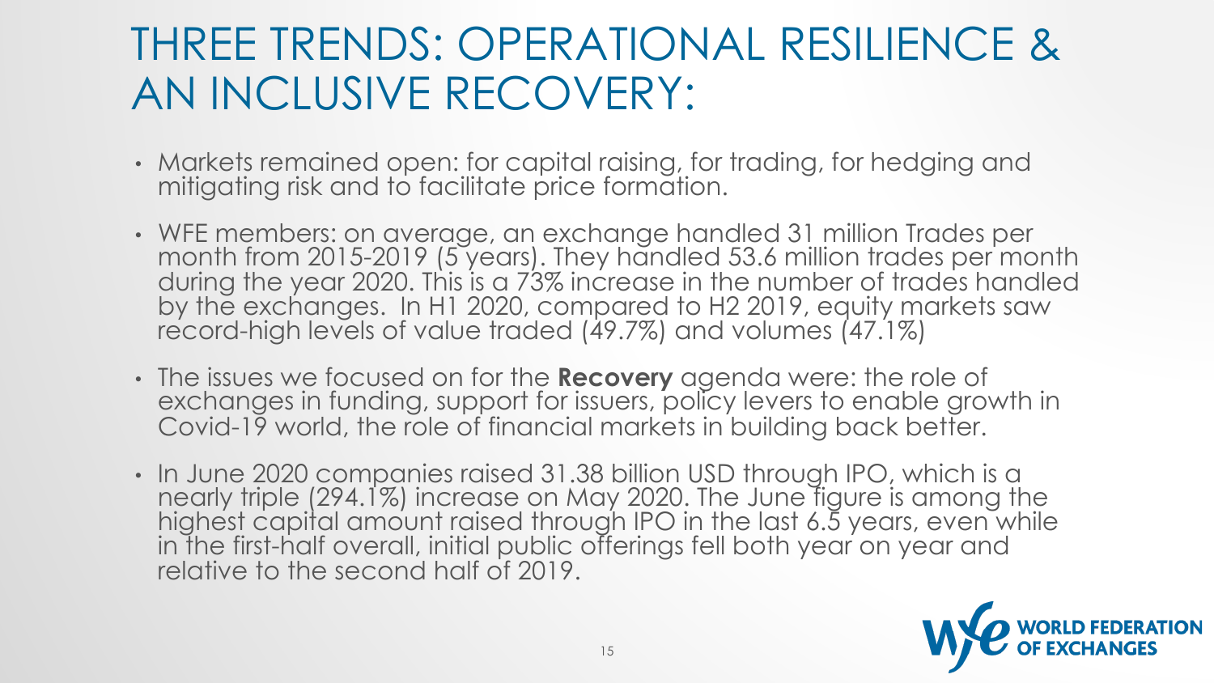# THREE TRENDS: OPERATIONAL RESILIENCE & AN INCLUSIVE RECOVERY:

- Markets remained open: for capital raising, for trading, for hedging and mitigating risk and to facilitate price formation.
- WFE members: on average, an exchange handled 31 million Trades per month from 2015-2019 (5 years). They handled 53.6 million trades per month during the year 2020. This is a 73% increase in the number of trades handled by the exchanges. In H1 2020, compared to H2 2019, equity markets saw record-high levels of value traded (49.7%) and volumes (47.1%)
- The issues we focused on for the **Recovery** agenda were: the role of exchanges in funding, support for issuers, policy levers to enable growth in Covid-19 world, the role of financial markets in building back better.
- In June 2020 companies raised 31.38 billion USD through IPO, which is a nearly triple (294.1%) increase on May 2020. The June figure is among the highest capital amount raised through IPO in the last 6.5 years, even while in the first-half overall, initial public offerings fell both year on year and relative to the second half of 2019.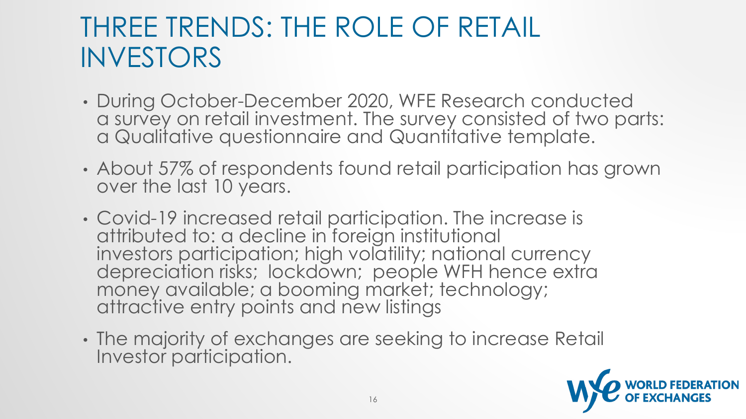# THREE TRENDS: THE ROLE OF RETAIL INVESTORS

- During October-December 2020, WFE Research conducted a survey on retail investment. The survey consisted of two parts: a Qualitative questionnaire and Quantitative template.
- About 57% of respondents found retail participation has grown over the last 10 years.
- Covid-19 increased retail participation. The increase is attributed to: a decline in foreign institutional investors participation; high volatility; national currency depreciation risks; lockdown; people WFH hence extra money available; a booming market; technology; attractive entry points and new listings
- The majority of exchanges are seeking to increase Retail Investor participation.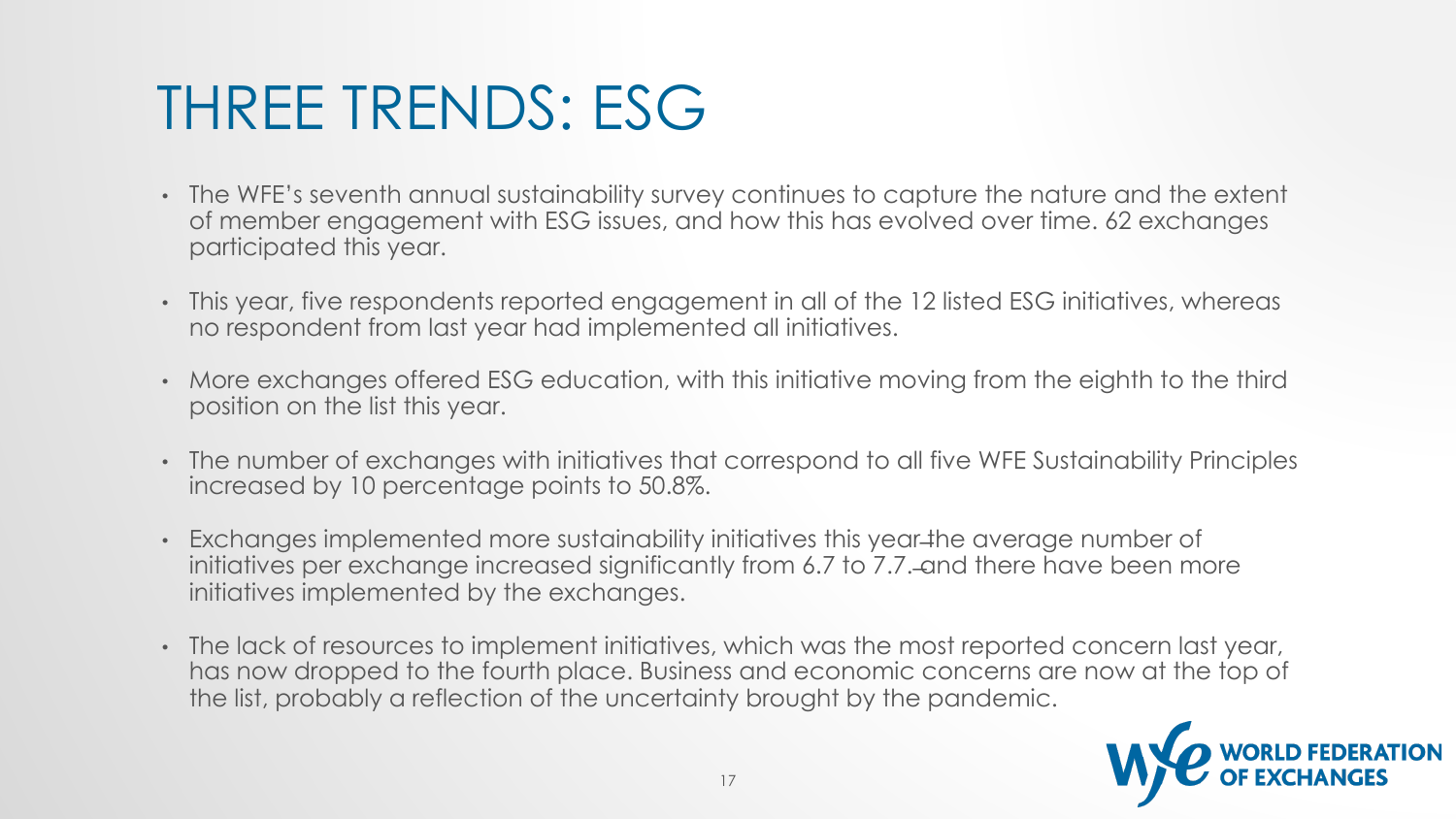# THREE TRENDS: ESG

- The WFE's seventh annual sustainability survey continues to capture the nature and the extent of member engagement with ESG issues, and how this has evolved over time. 62 exchanges participated this year.
- This year, five respondents reported engagement in all of the 12 listed ESG initiatives, whereas no respondent from last year had implemented all initiatives.
- More exchanges offered ESG education, with this initiative moving from the eighth to the third position on the list this year.
- The number of exchanges with initiatives that correspond to all five WFE Sustainability Principles increased by 10 percentage points to 50.8%.
- Exchanges implemented more sustainability initiatives this year-the average number of initiatives per exchange increased significantly from 6.7 to 7.7.-and there have been more initiatives implemented by the exchanges.
- The lack of resources to implement initiatives, which was the most reported concern last year, has now dropped to the fourth place. Business and economic concerns are now at the top of the list, probably a reflection of the uncertainty brought by the pandemic.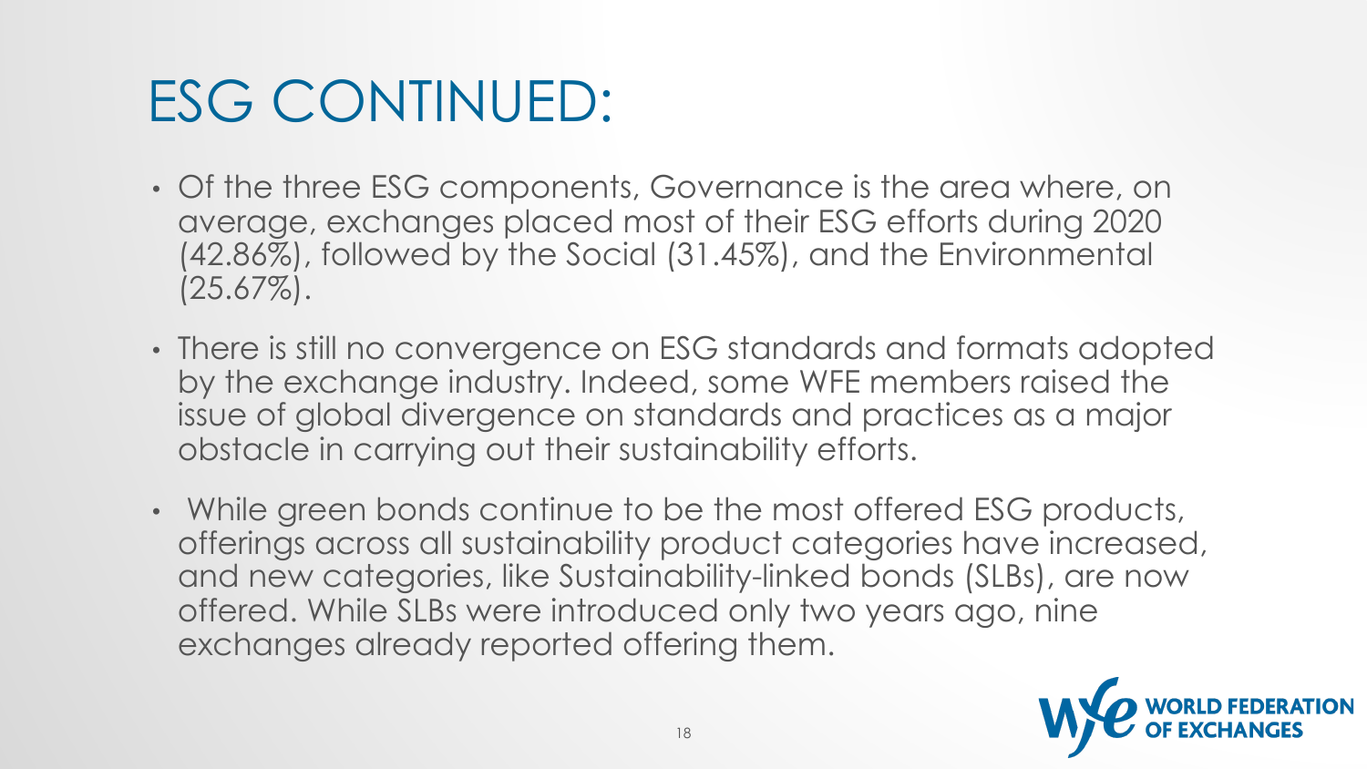# ESG CONTINUED:

- Of the three ESG components, Governance is the area where, on average, exchanges placed most of their ESG efforts during 2020 (42.86%), followed by the Social (31.45%), and the Environmental (25.67%).
- There is still no convergence on ESG standards and formats adopted by the exchange industry. Indeed, some WFE members raised the issue of global divergence on standards and practices as a major obstacle in carrying out their sustainability efforts.
- While green bonds continue to be the most offered ESG products, offerings across all sustainability product categories have increased, and new categories, like Sustainability-linked bonds (SLBs), are now offered. While SLBs were introduced only two years ago, nine exchanges already reported offering them.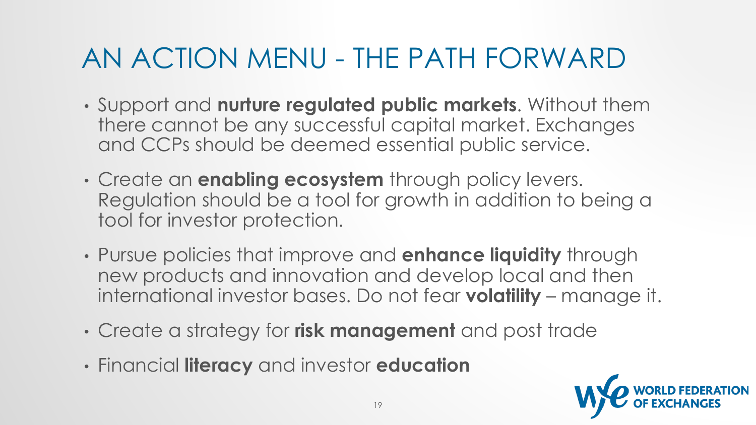# AN ACTION MENU - THE PATH FORWARD

- Support and **nurture regulated public markets**. Without them there cannot be any successful capital market. Exchanges and CCPs should be deemed essential public service.
- Create an **enabling ecosystem** through policy levers. Regulation should be a tool for growth in addition to being a tool for investor protection.
- Pursue policies that improve and **enhance liquidity** through new products and innovation and develop local and then international investor bases. Do not fear **volatility** – manage it.
- Create a strategy for **risk management** and post trade
- Financial **literacy** and investor **education**

WORLD FEDERATION OF EXCHANGES